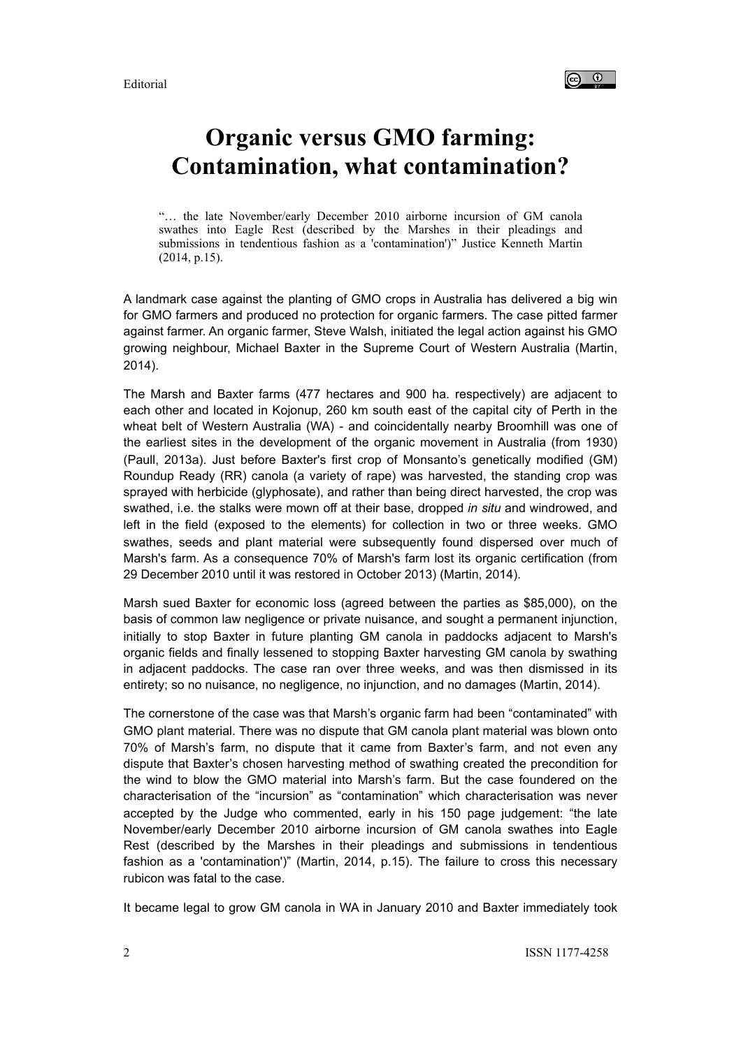Editorial

# Organic versus GMO farming: Contamination, what contamination?

> "… the late November/early December 2010 airborne incursion of GM canola swathes into Eagle Rest (described by the Marshes in their pleadings and submissions in tendentious fashion as a 'contamination')" Justice Kenneth Martin (2014, p.15).

A landmark case against the planting of GMO crops in Australia has delivered a big win for GMO farmers and produced no protection for organic farmers. The case pitted farmer against farmer. An organic farmer, Steve Walsh, initiated the legal action against his GMO growing neighbour, Michael Baxter in the Supreme Court of Western Australia (Martin, 2014).

The Marsh and Baxter farms (477 hectares and 900 ha. respectively) are adjacent to each other and located in Kojonup, 260 km south east of the capital city of Perth in the wheat belt of Western Australia (WA) - and coincidentally nearby Broomhill was one of the earliest sites in the development of the organic movement in Australia (from 1930) (Paull, 2013a). Just before Baxter's first crop of Monsanto's genetically modified (GM) Roundup Ready (RR) canola (a variety of rape) was harvested, the standing crop was sprayed with herbicide (glyphosate), and rather than being direct harvested, the crop was swathed, i.e. the stalks were mown off at their base, dropped *in situ* and windrowed, and left in the field (exposed to the elements) for collection in two or three weeks. GMO swathes, seeds and plant material were subsequently found dispersed over much of Marsh's farm. As a consequence 70% of Marsh's farm lost its organic certification (from 29 December 2010 until it was restored in October 2013) (Martin, 2014).

Marsh sued Baxter for economic loss (agreed between the parties as $85,000), on the basis of common law negligence or private nuisance, and sought a permanent injunction, initially to stop Baxter in future planting GM canola in paddocks adjacent to Marsh's organic fields and finally lessened to stopping Baxter harvesting GM canola by swathing in adjacent paddocks. The case ran over three weeks, and was then dismissed in its entirety; so no nuisance, no negligence, no injunction, and no damages (Martin, 2014).

The cornerstone of the case was that Marsh's organic farm had been "contaminated" with GMO plant material. There was no dispute that GM canola plant material was blown onto 70% of Marsh's farm, no dispute that it came from Baxter's farm, and not even any dispute that Baxter's chosen harvesting method of swathing created the precondition for the wind to blow the GMO material into Marsh's farm. But the case foundered on the characterisation of the "incursion" as "contamination" which characterisation was never accepted by the Judge who commented, early in his 150 page judgement: "the late November/early December 2010 airborne incursion of GM canola swathes into Eagle Rest (described by the Marshes in their pleadings and submissions in tendentious fashion as a 'contamination')" (Martin, 2014, p.15). The failure to cross this necessary rubicon was fatal to the case.

It became legal to grow GM canola in WA in January 2010 and Baxter immediately took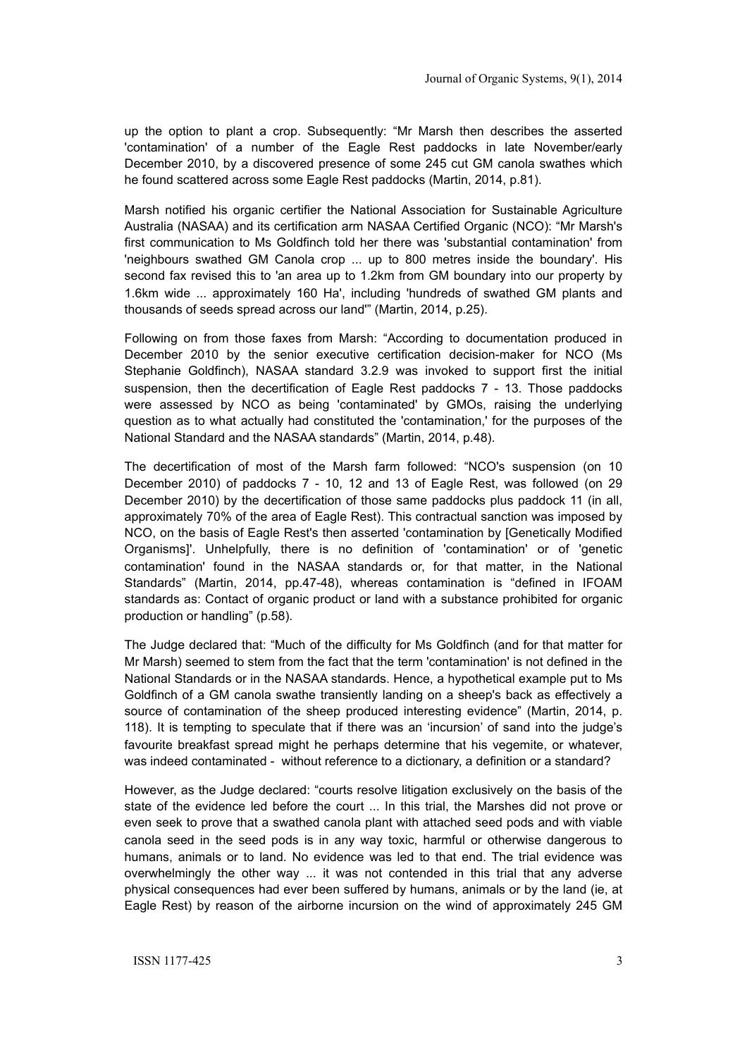up the option to plant a crop. Subsequently: "Mr Marsh then describes the asserted 'contamination' of a number of the Eagle Rest paddocks in late November/early December 2010, by a discovered presence of some 245 cut GM canola swathes which he found scattered across some Eagle Rest paddocks (Martin, 2014, p.81).

Marsh notified his organic certifier the National Association for Sustainable Agriculture Australia (NASAA) and its certification arm NASAA Certified Organic (NCO): "Mr Marsh's first communication to Ms Goldfinch told her there was 'substantial contamination' from 'neighbours swathed GM Canola crop ... up to 800 metres inside the boundary'. His second fax revised this to 'an area up to 1.2km from GM boundary into our property by 1.6km wide ... approximately 160 Ha', including 'hundreds of swathed GM plants and thousands of seeds spread across our land'" (Martin, 2014, p.25).

Following on from those faxes from Marsh: "According to documentation produced in December 2010 by the senior executive certification decision-maker for NCO (Ms Stephanie Goldfinch), NASAA standard 3.2.9 was invoked to support first the initial suspension, then the decertification of Eagle Rest paddocks 7 - 13. Those paddocks were assessed by NCO as being 'contaminated' by GMOs, raising the underlying question as to what actually had constituted the 'contamination,' for the purposes of the National Standard and the NASAA standards" (Martin, 2014, p.48).

The decertification of most of the Marsh farm followed: "NCO's suspension (on 10 December 2010) of paddocks 7 - 10, 12 and 13 of Eagle Rest, was followed (on 29 December 2010) by the decertification of those same paddocks plus paddock 11 (in all, approximately 70% of the area of Eagle Rest). This contractual sanction was imposed by NCO, on the basis of Eagle Rest's then asserted 'contamination by [Genetically Modified Organisms]'. Unhelpfully, there is no definition of 'contamination' or of 'genetic contamination' found in the NASAA standards or, for that matter, in the National Standards" (Martin, 2014, pp.47-48), whereas contamination is "defined in IFOAM standards as: Contact of organic product or land with a substance prohibited for organic production or handling" (p.58).

The Judge declared that: "Much of the difficulty for Ms Goldfinch (and for that matter for Mr Marsh) seemed to stem from the fact that the term 'contamination' is not defined in the National Standards or in the NASAA standards. Hence, a hypothetical example put to Ms Goldfinch of a GM canola swathe transiently landing on a sheep's back as effectively a source of contamination of the sheep produced interesting evidence" (Martin, 2014, p. 118). It is tempting to speculate that if there was an 'incursion' of sand into the judge's favourite breakfast spread might he perhaps determine that his vegemite, or whatever, was indeed contaminated - without reference to a dictionary, a definition or a standard?

However, as the Judge declared: "courts resolve litigation exclusively on the basis of the state of the evidence led before the court ... In this trial, the Marshes did not prove or even seek to prove that a swathed canola plant with attached seed pods and with viable canola seed in the seed pods is in any way toxic, harmful or otherwise dangerous to humans, animals or to land. No evidence was led to that end. The trial evidence was overwhelmingly the other way ... it was not contended in this trial that any adverse physical consequences had ever been suffered by humans, animals or by the land (ie, at Eagle Rest) by reason of the airborne incursion on the wind of approximately 245 GM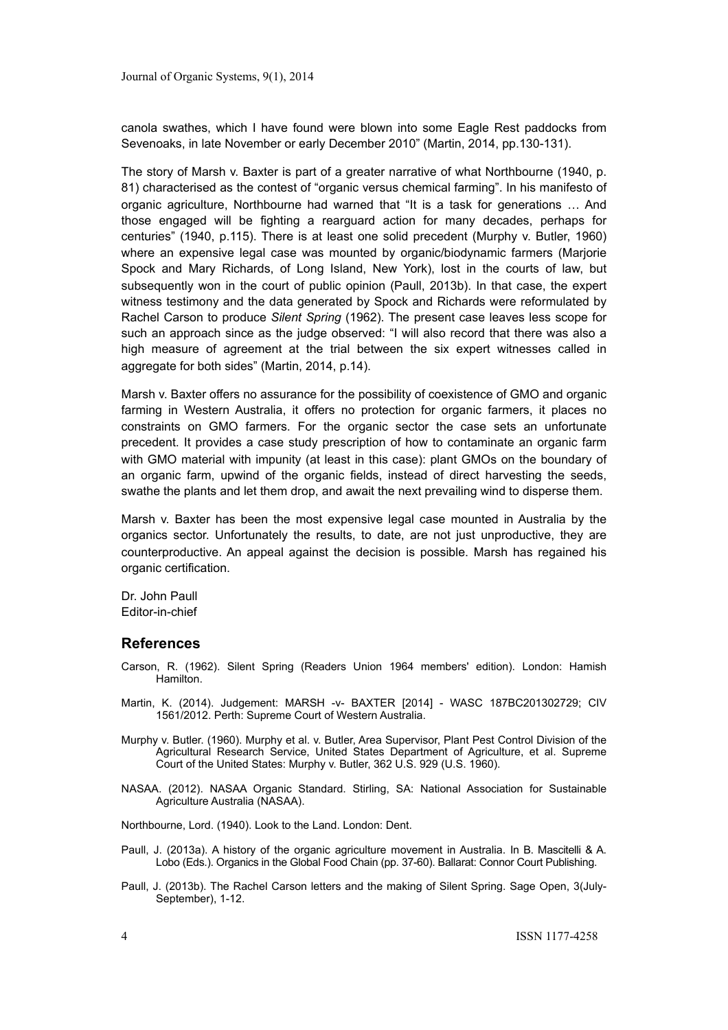canola swathes, which I have found were blown into some Eagle Rest paddocks from Sevenoaks, in late November or early December 2010" (Martin, 2014, pp.130-131).

The story of Marsh v. Baxter is part of a greater narrative of what Northbourne (1940, p. 81) characterised as the contest of "organic versus chemical farming". In his manifesto of organic agriculture, Northbourne had warned that "It is a task for generations … And those engaged will be fighting a rearguard action for many decades, perhaps for centuries" (1940, p.115). There is at least one solid precedent (Murphy v. Butler, 1960) where an expensive legal case was mounted by organic/biodynamic farmers (Marjorie Spock and Mary Richards, of Long Island, New York), lost in the courts of law, but subsequently won in the court of public opinion (Paull, 2013b). In that case, the expert witness testimony and the data generated by Spock and Richards were reformulated by Rachel Carson to produce *Silent Spring* (1962). The present case leaves less scope for such an approach since as the judge observed: "I will also record that there was also a high measure of agreement at the trial between the six expert witnesses called in aggregate for both sides" (Martin, 2014, p.14).

Marsh v. Baxter offers no assurance for the possibility of coexistence of GMO and organic farming in Western Australia, it offers no protection for organic farmers, it places no constraints on GMO farmers. For the organic sector the case sets an unfortunate precedent. It provides a case study prescription of how to contaminate an organic farm with GMO material with impunity (at least in this case): plant GMOs on the boundary of an organic farm, upwind of the organic fields, instead of direct harvesting the seeds, swathe the plants and let them drop, and await the next prevailing wind to disperse them.

Marsh v. Baxter has been the most expensive legal case mounted in Australia by the organics sector. Unfortunately the results, to date, are not just unproductive, they are counterproductive. An appeal against the decision is possible. Marsh has regained his organic certification.

Dr. John Paull
Editor-in-chief

## References

Carson, R. (1962). Silent Spring (Readers Union 1964 members' edition). London: Hamish Hamilton.

Martin, K. (2014). Judgement: MARSH -v- BAXTER [2014] - WASC 187BC201302729; CIV 1561/2012. Perth: Supreme Court of Western Australia.

Murphy v. Butler. (1960). Murphy et al. v. Butler, Area Supervisor, Plant Pest Control Division of the Agricultural Research Service, United States Department of Agriculture, et al. Supreme Court of the United States: Murphy v. Butler, 362 U.S. 929 (U.S. 1960).

NASAA. (2012). NASAA Organic Standard. Stirling, SA: National Association for Sustainable Agriculture Australia (NASAA).

Northbourne, Lord. (1940). Look to the Land. London: Dent.

Paull, J. (2013a). A history of the organic agriculture movement in Australia. In B. Mascitelli & A. Lobo (Eds.). Organics in the Global Food Chain (pp. 37-60). Ballarat: Connor Court Publishing.

Paull, J. (2013b). The Rachel Carson letters and the making of Silent Spring. Sage Open, 3(July-September), 1-12.